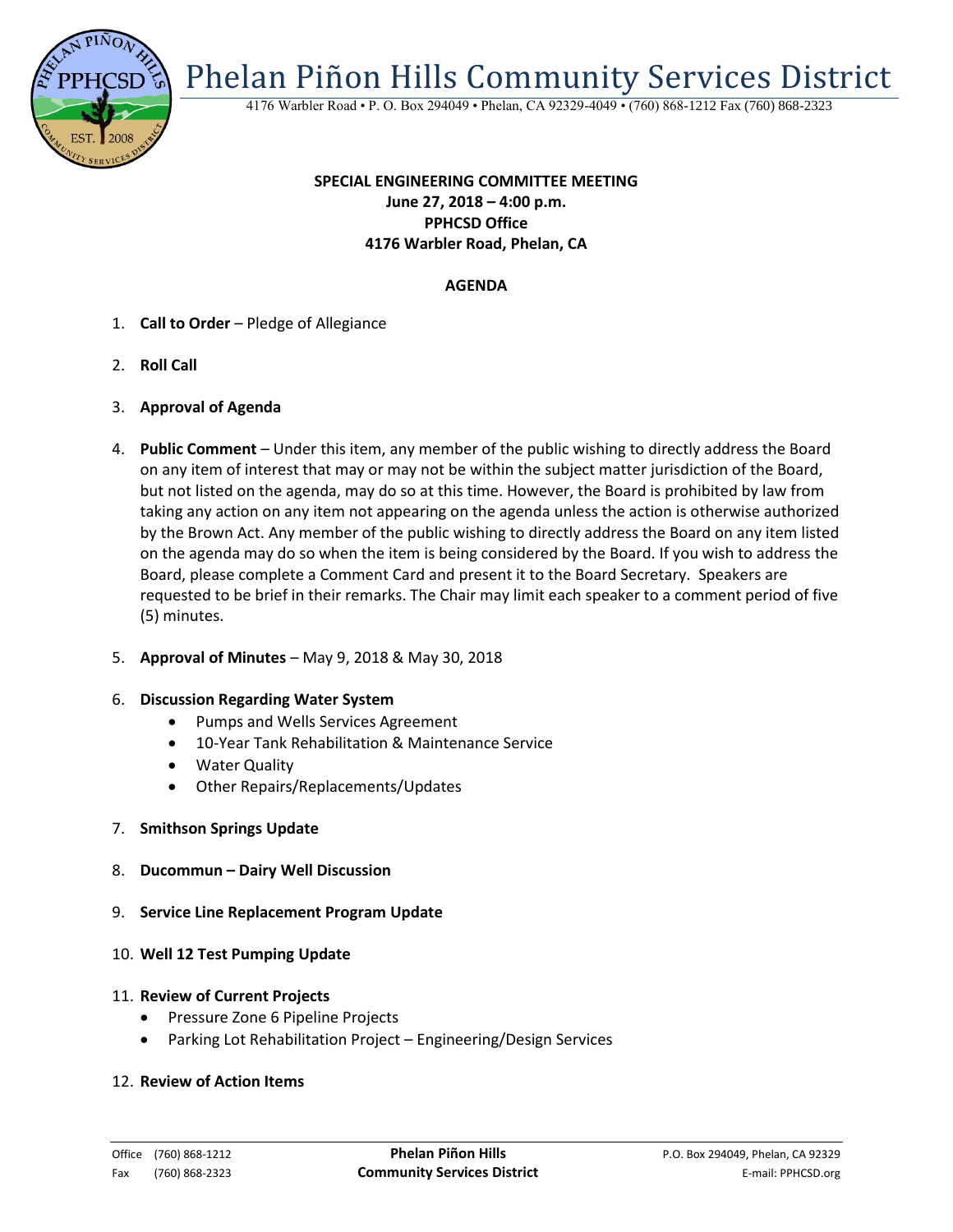# Phelan Piñon Hills Community Services District

4176 Warbler Road • P. O. Box 294049 • Phelan, CA 92329-4049 • (760) 868-1212 Fax (760) 868-2323

**SPECIAL ENGINEERING COMMITTEE MEETING**
**June 27, 2018 – 4:00 p.m.**
**PPHCSD Office**
**4176 Warbler Road, Phelan, CA**

## AGENDA

1. **Call to Order** – Pledge of Allegiance

2. **Roll Call**

3. **Approval of Agenda**

4. **Public Comment** – Under this item, any member of the public wishing to directly address the Board on any item of interest that may or may not be within the subject matter jurisdiction of the Board, but not listed on the agenda, may do so at this time. However, the Board is prohibited by law from taking any action on any item not appearing on the agenda unless the action is otherwise authorized by the Brown Act. Any member of the public wishing to directly address the Board on any item listed on the agenda may do so when the item is being considered by the Board. If you wish to address the Board, please complete a Comment Card and present it to the Board Secretary. Speakers are requested to be brief in their remarks. The Chair may limit each speaker to a comment period of five (5) minutes.

5. **Approval of Minutes** – May 9, 2018 & May 30, 2018

6. **Discussion Regarding Water System**
   - Pumps and Wells Services Agreement
   - 10-Year Tank Rehabilitation & Maintenance Service
   - Water Quality
   - Other Repairs/Replacements/Updates

7. **Smithson Springs Update**

8. **Ducommun – Dairy Well Discussion**

9. **Service Line Replacement Program Update**

10. **Well 12 Test Pumping Update**

11. **Review of Current Projects**
    - Pressure Zone 6 Pipeline Projects
    - Parking Lot Rehabilitation Project – Engineering/Design Services

12. **Review of Action Items**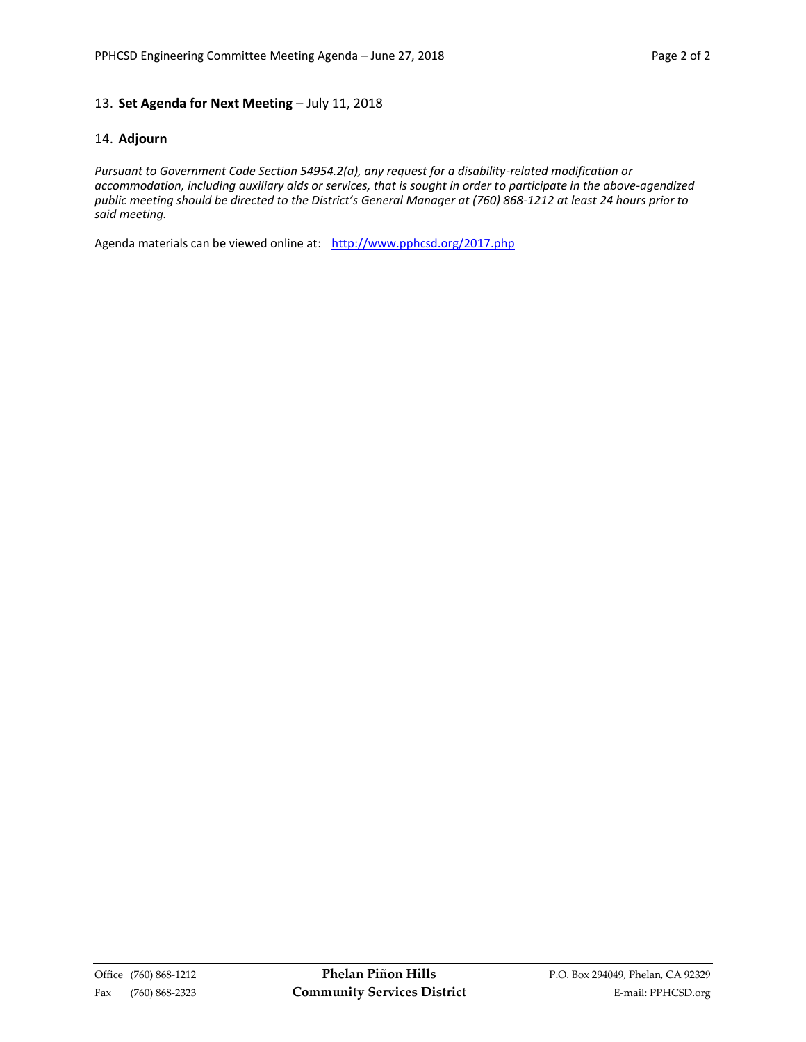13. **Set Agenda for Next Meeting** – July 11, 2018

14. **Adjourn**

*Pursuant to Government Code Section 54954.2(a), any request for a disability-related modification or accommodation, including auxiliary aids or services, that is sought in order to participate in the above-agendized public meeting should be directed to the District's General Manager at (760) 868-1212 at least 24 hours prior to said meeting.*

Agenda materials can be viewed online at: http://www.pphcsd.org/2017.php